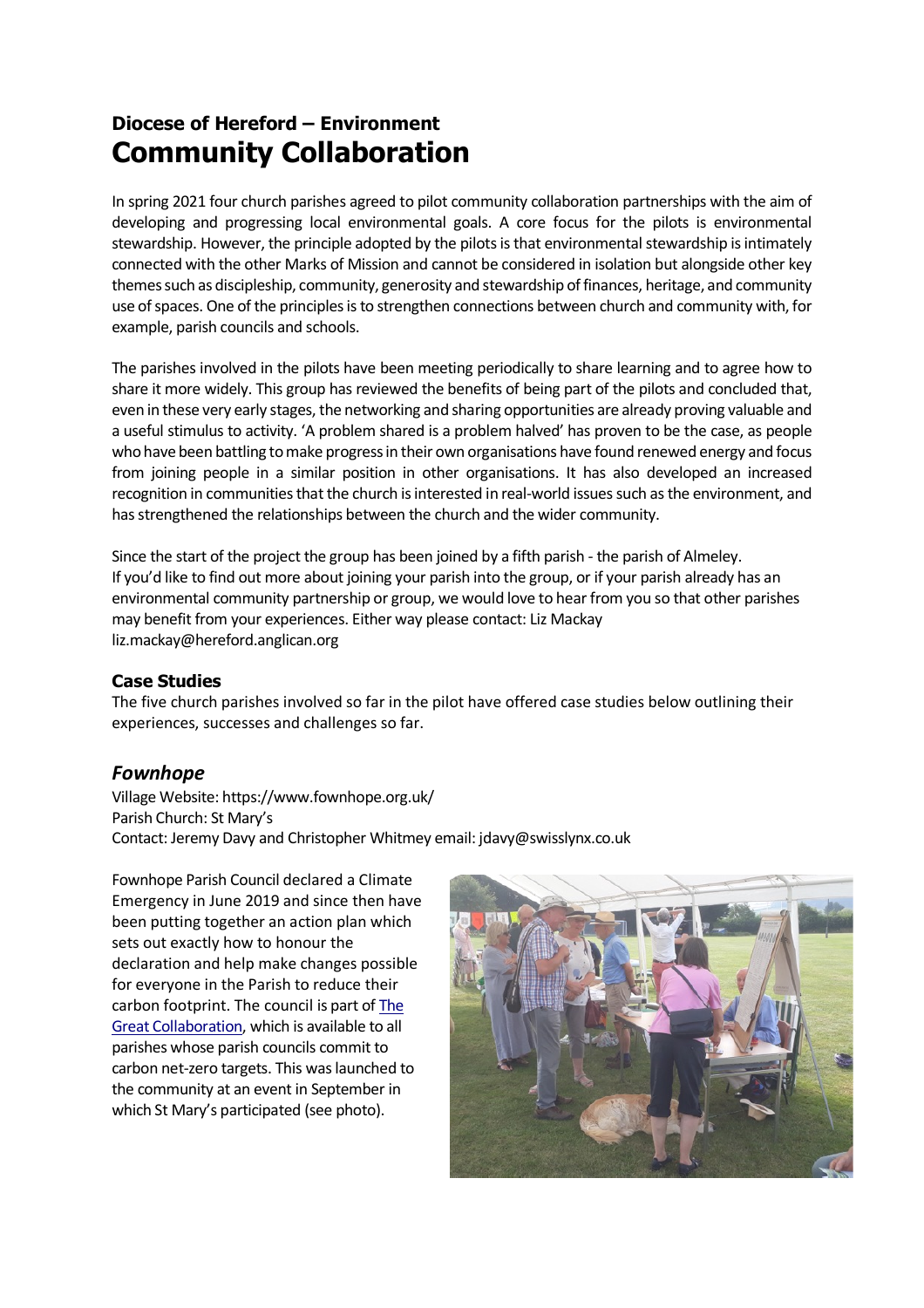## Diocese of Hereford – Environment
# Community Collaboration

In spring 2021 four church parishes agreed to pilot community collaboration partnerships with the aim of developing and progressing local environmental goals. A core focus for the pilots is environmental stewardship. However, the principle adopted by the pilots is that environmental stewardship is intimately connected with the other Marks of Mission and cannot be considered in isolation but alongside other key themes such as discipleship, community, generosity and stewardship of finances, heritage, and community use of spaces. One of the principles is to strengthen connections between church and community with, for example, parish councils and schools.

The parishes involved in the pilots have been meeting periodically to share learning and to agree how to share it more widely. This group has reviewed the benefits of being part of the pilots and concluded that, even in these very early stages, the networking and sharing opportunities are already proving valuable and a useful stimulus to activity. 'A problem shared is a problem halved' has proven to be the case, as people who have been battling to make progress in their own organisations have found renewed energy and focus from joining people in a similar position in other organisations. It has also developed an increased recognition in communities that the church is interested in real-world issues such as the environment, and has strengthened the relationships between the church and the wider community.

Since the start of the project the group has been joined by a fifth parish - the parish of Almeley.
If you'd like to find out more about joining your parish into the group, or if your parish already has an environmental community partnership or group, we would love to hear from you so that other parishes may benefit from your experiences. Either way please contact: Liz Mackay liz.mackay@hereford.anglican.org

### Case Studies

The five church parishes involved so far in the pilot have offered case studies below outlining their experiences, successes and challenges so far.

### *Fownhope*

Village Website: https://www.fownhope.org.uk/
Parish Church: St Mary's
Contact: Jeremy Davy and Christopher Whitmey email: jdavy@swisslynx.co.uk

Fownhope Parish Council declared a Climate Emergency in June 2019 and since then have been putting together an action plan which sets out exactly how to honour the declaration and help make changes possible for everyone in the Parish to reduce their carbon footprint. The council is part of [The Great Collaboration](), which is available to all parishes whose parish councils commit to carbon net-zero targets. This was launched to the community at an event in September in which St Mary's participated (see photo).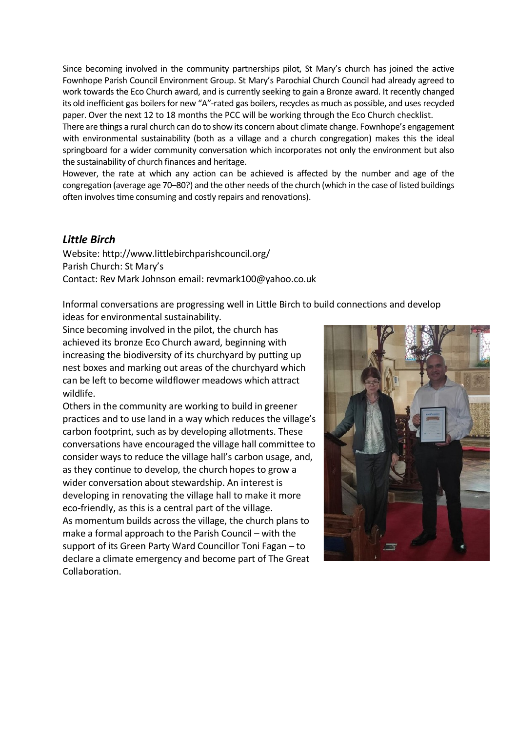Since becoming involved in the community partnerships pilot, St Mary's church has joined the active Fownhope Parish Council Environment Group. St Mary's Parochial Church Council had already agreed to work towards the Eco Church award, and is currently seeking to gain a Bronze award. It recently changed its old inefficient gas boilers for new "A"-rated gas boilers, recycles as much as possible, and uses recycled paper. Over the next 12 to 18 months the PCC will be working through the Eco Church checklist.

There are things a rural church can do to show its concern about climate change. Fownhope's engagement with environmental sustainability (both as a village and a church congregation) makes this the ideal springboard for a wider community conversation which incorporates not only the environment but also the sustainability of church finances and heritage.

However, the rate at which any action can be achieved is affected by the number and age of the congregation (average age 70–80?) and the other needs of the church (which in the case of listed buildings often involves time consuming and costly repairs and renovations).

## *Little Birch*

Website: http://www.littlebirchparishcouncil.org/
Parish Church: St Mary's
Contact: Rev Mark Johnson email: revmark100@yahoo.co.uk

Informal conversations are progressing well in Little Birch to build connections and develop ideas for environmental sustainability.

Since becoming involved in the pilot, the church has achieved its bronze Eco Church award, beginning with increasing the biodiversity of its churchyard by putting up nest boxes and marking out areas of the churchyard which can be left to become wildflower meadows which attract wildlife.

Others in the community are working to build in greener practices and to use land in a way which reduces the village's carbon footprint, such as by developing allotments. These conversations have encouraged the village hall committee to consider ways to reduce the village hall's carbon usage, and, as they continue to develop, the church hopes to grow a wider conversation about stewardship. An interest is developing in renovating the village hall to make it more eco-friendly, as this is a central part of the village.

As momentum builds across the village, the church plans to make a formal approach to the Parish Council – with the support of its Green Party Ward Councillor Toni Fagan – to declare a climate emergency and become part of The Great Collaboration.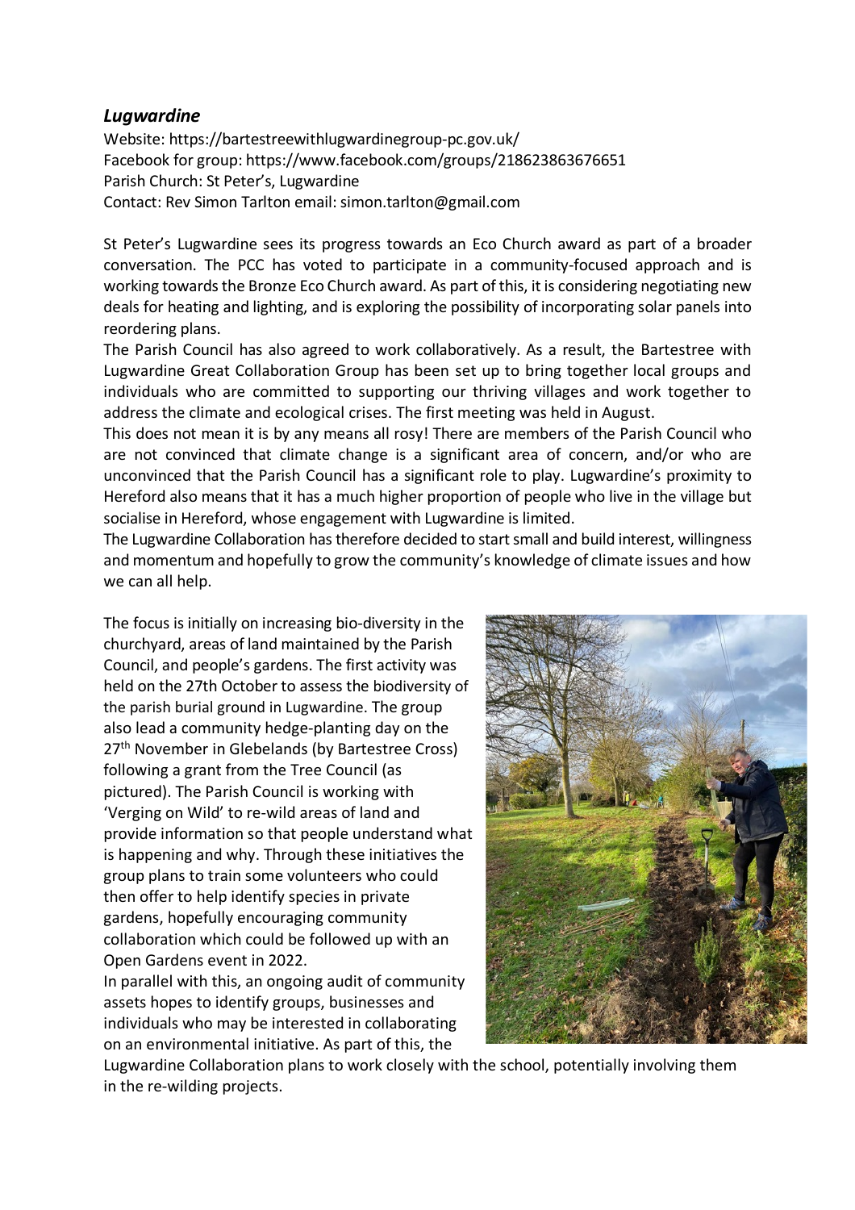## *Lugwardine*

Website: https://bartestreewithlugwardinegroup-pc.gov.uk/
Facebook for group: https://www.facebook.com/groups/218623863676651
Parish Church: St Peter's, Lugwardine
Contact: Rev Simon Tarlton email: simon.tarlton@gmail.com

St Peter's Lugwardine sees its progress towards an Eco Church award as part of a broader conversation. The PCC has voted to participate in a community-focused approach and is working towards the Bronze Eco Church award. As part of this, it is considering negotiating new deals for heating and lighting, and is exploring the possibility of incorporating solar panels into reordering plans.

The Parish Council has also agreed to work collaboratively. As a result, the Bartestree with Lugwardine Great Collaboration Group has been set up to bring together local groups and individuals who are committed to supporting our thriving villages and work together to address the climate and ecological crises. The first meeting was held in August.

This does not mean it is by any means all rosy! There are members of the Parish Council who are not convinced that climate change is a significant area of concern, and/or who are unconvinced that the Parish Council has a significant role to play. Lugwardine's proximity to Hereford also means that it has a much higher proportion of people who live in the village but socialise in Hereford, whose engagement with Lugwardine is limited.

The Lugwardine Collaboration has therefore decided to start small and build interest, willingness and momentum and hopefully to grow the community's knowledge of climate issues and how we can all help.

The focus is initially on increasing bio-diversity in the churchyard, areas of land maintained by the Parish Council, and people's gardens. The first activity was held on the 27th October to assess the biodiversity of the parish burial ground in Lugwardine. The group also lead a community hedge-planting day on the 27th November in Glebelands (by Bartestree Cross) following a grant from the Tree Council (as pictured). The Parish Council is working with 'Verging on Wild' to re-wild areas of land and provide information so that people understand what is happening and why. Through these initiatives the group plans to train some volunteers who could then offer to help identify species in private gardens, hopefully encouraging community collaboration which could be followed up with an Open Gardens event in 2022.

In parallel with this, an ongoing audit of community assets hopes to identify groups, businesses and individuals who may be interested in collaborating on an environmental initiative. As part of this, the Lugwardine Collaboration plans to work closely with the school, potentially involving them in the re-wilding projects.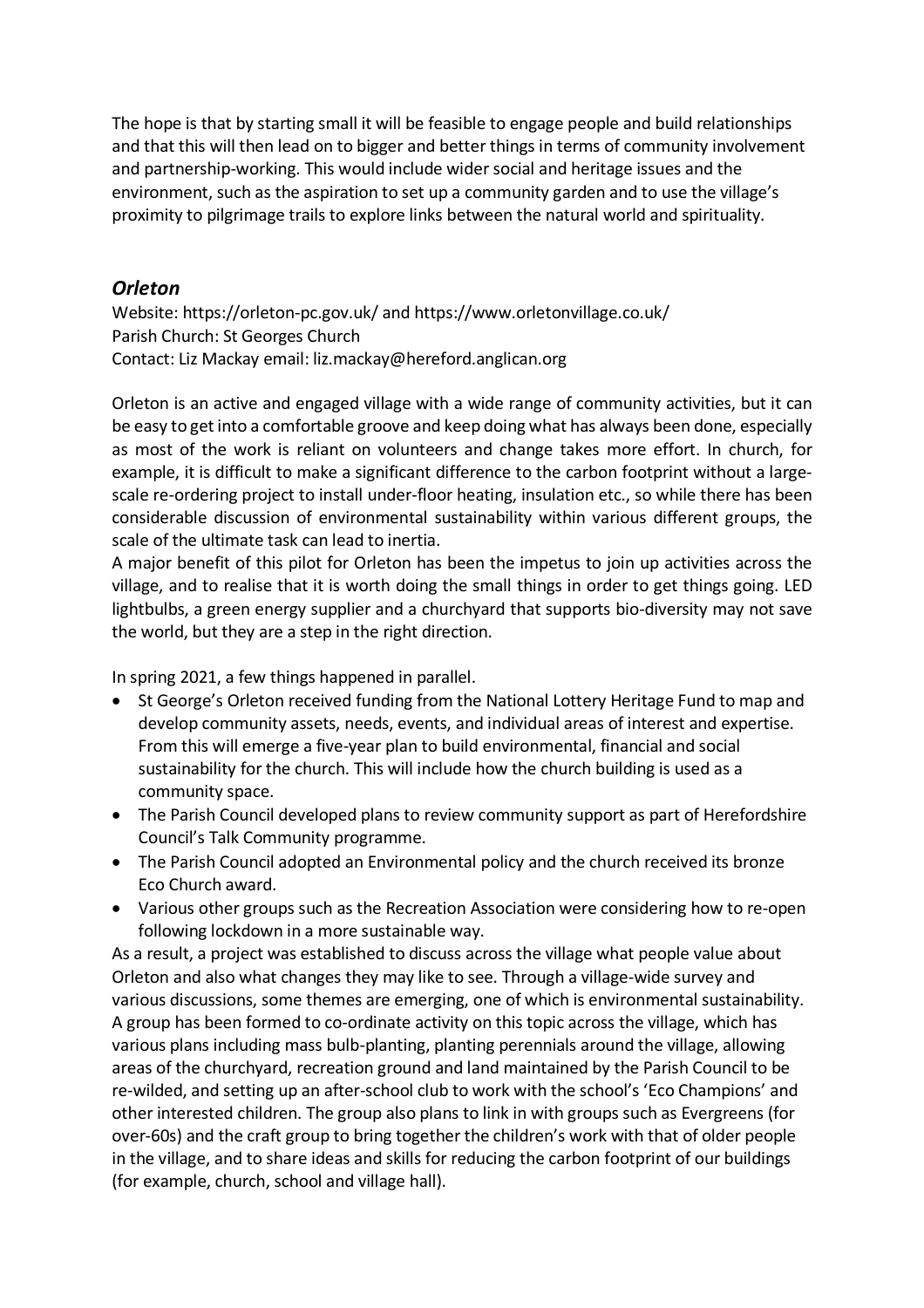The hope is that by starting small it will be feasible to engage people and build relationships and that this will then lead on to bigger and better things in terms of community involvement and partnership-working. This would include wider social and heritage issues and the environment, such as the aspiration to set up a community garden and to use the village's proximity to pilgrimage trails to explore links between the natural world and spirituality.

## *Orleton*

Website: https://orleton-pc.gov.uk/ and https://www.orletonvillage.co.uk/
Parish Church: St Georges Church
Contact: Liz Mackay email: liz.mackay@hereford.anglican.org

Orleton is an active and engaged village with a wide range of community activities, but it can be easy to get into a comfortable groove and keep doing what has always been done, especially as most of the work is reliant on volunteers and change takes more effort. In church, for example, it is difficult to make a significant difference to the carbon footprint without a large-scale re-ordering project to install under-floor heating, insulation etc., so while there has been considerable discussion of environmental sustainability within various different groups, the scale of the ultimate task can lead to inertia.
A major benefit of this pilot for Orleton has been the impetus to join up activities across the village, and to realise that it is worth doing the small things in order to get things going. LED lightbulbs, a green energy supplier and a churchyard that supports bio-diversity may not save the world, but they are a step in the right direction.

In spring 2021, a few things happened in parallel.

- St George's Orleton received funding from the National Lottery Heritage Fund to map and develop community assets, needs, events, and individual areas of interest and expertise. From this will emerge a five-year plan to build environmental, financial and social sustainability for the church. This will include how the church building is used as a community space.
- The Parish Council developed plans to review community support as part of Herefordshire Council's Talk Community programme.
- The Parish Council adopted an Environmental policy and the church received its bronze Eco Church award.
- Various other groups such as the Recreation Association were considering how to re-open following lockdown in a more sustainable way.

As a result, a project was established to discuss across the village what people value about Orleton and also what changes they may like to see. Through a village-wide survey and various discussions, some themes are emerging, one of which is environmental sustainability. A group has been formed to co-ordinate activity on this topic across the village, which has various plans including mass bulb-planting, planting perennials around the village, allowing areas of the churchyard, recreation ground and land maintained by the Parish Council to be re-wilded, and setting up an after-school club to work with the school's 'Eco Champions' and other interested children. The group also plans to link in with groups such as Evergreens (for over-60s) and the craft group to bring together the children's work with that of older people in the village, and to share ideas and skills for reducing the carbon footprint of our buildings (for example, church, school and village hall).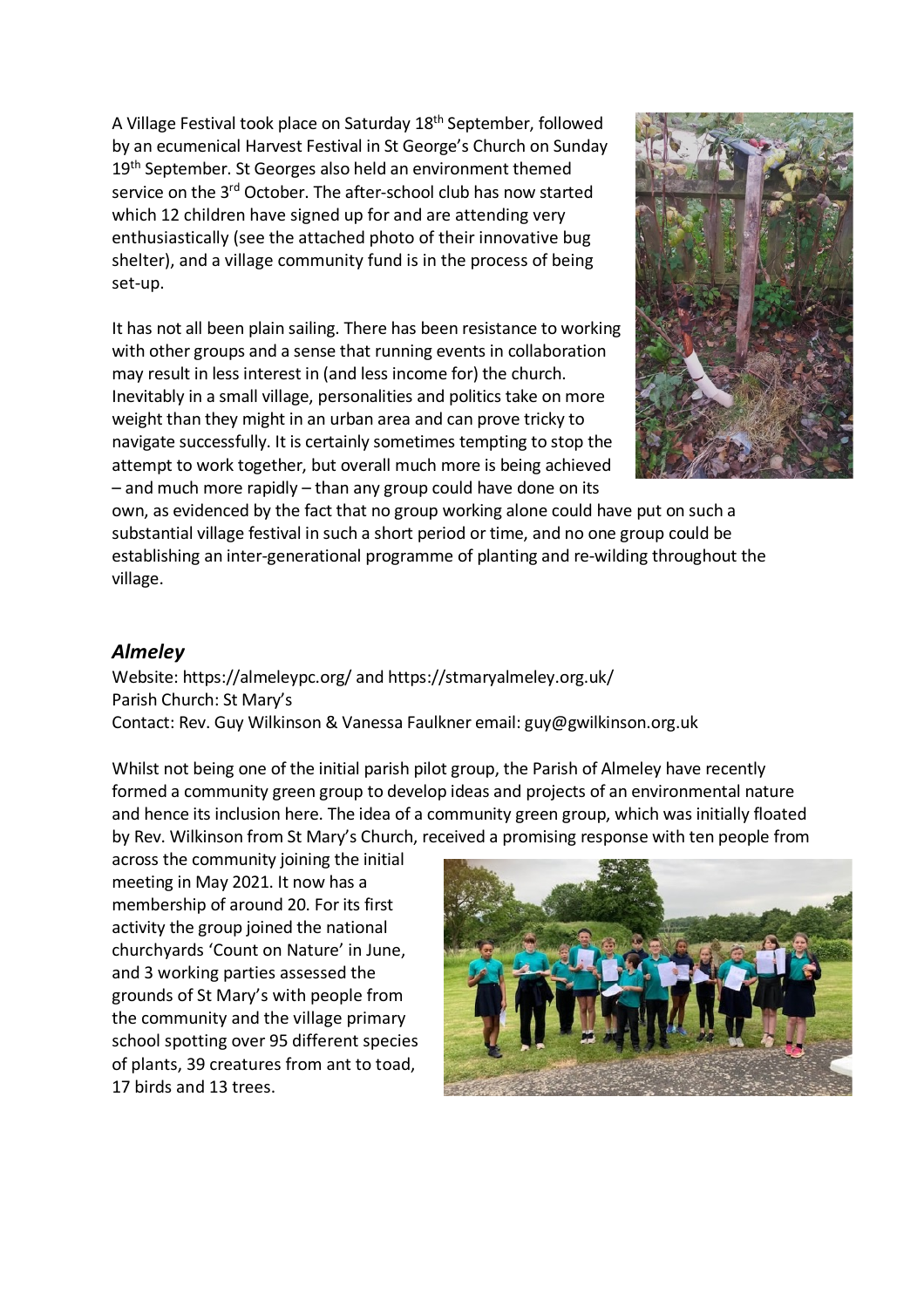A Village Festival took place on Saturday 18th September, followed by an ecumenical Harvest Festival in St George's Church on Sunday 19th September. St Georges also held an environment themed service on the 3rd October. The after-school club has now started which 12 children have signed up for and are attending very enthusiastically (see the attached photo of their innovative bug shelter), and a village community fund is in the process of being set-up.

It has not all been plain sailing. There has been resistance to working with other groups and a sense that running events in collaboration may result in less interest in (and less income for) the church. Inevitably in a small village, personalities and politics take on more weight than they might in an urban area and can prove tricky to navigate successfully. It is certainly sometimes tempting to stop the attempt to work together, but overall much more is being achieved – and much more rapidly – than any group could have done on its own, as evidenced by the fact that no group working alone could have put on such a substantial village festival in such a short period or time, and no one group could be establishing an inter-generational programme of planting and re-wilding throughout the village.

## *Almeley*

Website: https://almeleypc.org/ and https://stmaryalmeley.org.uk/
Parish Church: St Mary's
Contact: Rev. Guy Wilkinson & Vanessa Faulkner email: guy@gwilkinson.org.uk

Whilst not being one of the initial parish pilot group, the Parish of Almeley have recently formed a community green group to develop ideas and projects of an environmental nature and hence its inclusion here. The idea of a community green group, which was initially floated by Rev. Wilkinson from St Mary's Church, received a promising response with ten people from across the community joining the initial meeting in May 2021. It now has a membership of around 20. For its first activity the group joined the national churchyards 'Count on Nature' in June, and 3 working parties assessed the grounds of St Mary's with people from the community and the village primary school spotting over 95 different species of plants, 39 creatures from ant to toad, 17 birds and 13 trees.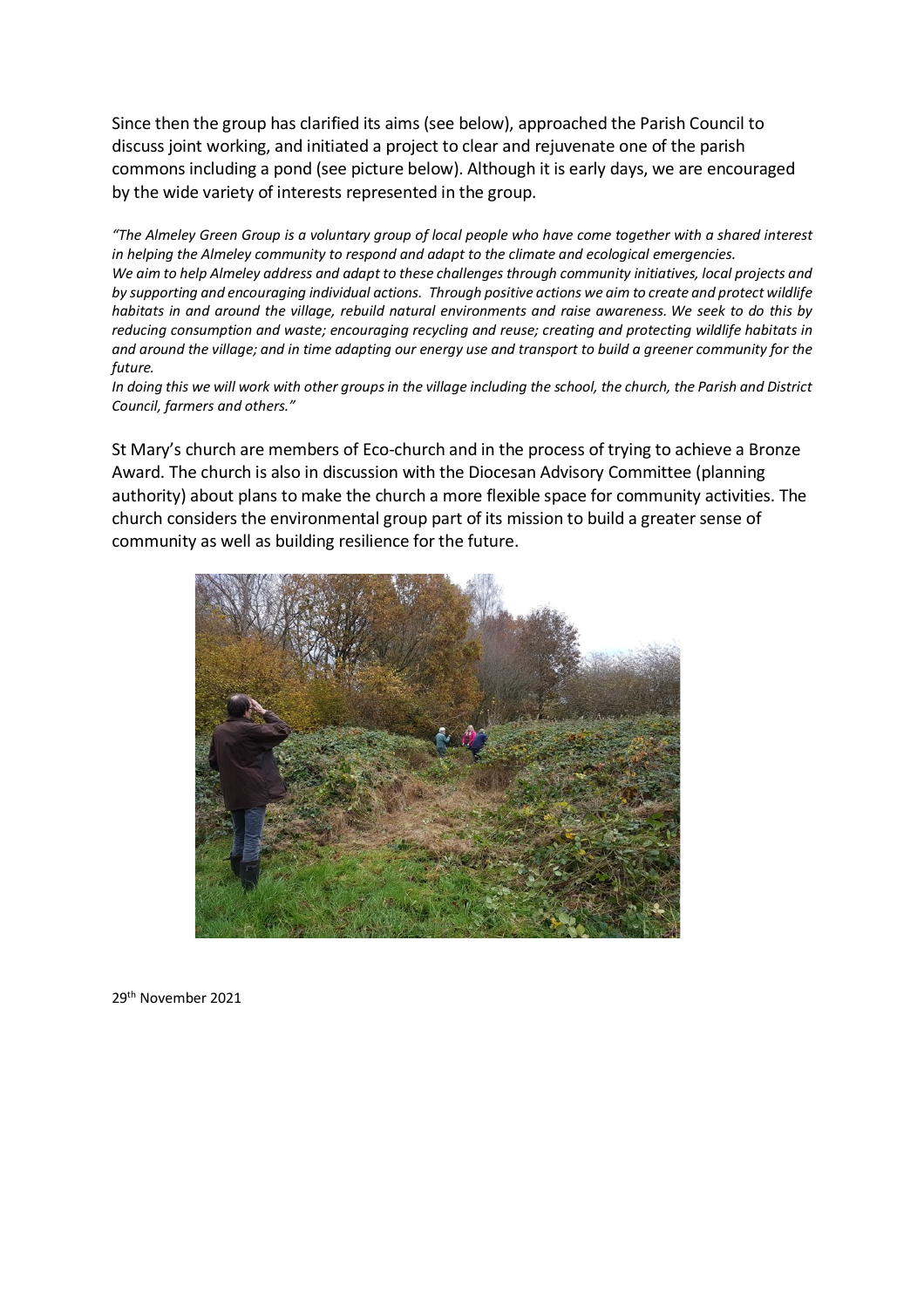Since then the group has clarified its aims (see below), approached the Parish Council to discuss joint working, and initiated a project to clear and rejuvenate one of the parish commons including a pond (see picture below). Although it is early days, we are encouraged by the wide variety of interests represented in the group.

*"The Almeley Green Group is a voluntary group of local people who have come together with a shared interest in helping the Almeley community to respond and adapt to the climate and ecological emergencies.*
*We aim to help Almeley address and adapt to these challenges through community initiatives, local projects and by supporting and encouraging individual actions. Through positive actions we aim to create and protect wildlife habitats in and around the village, rebuild natural environments and raise awareness. We seek to do this by reducing consumption and waste; encouraging recycling and reuse; creating and protecting wildlife habitats in and around the village; and in time adapting our energy use and transport to build a greener community for the future.*
*In doing this we will work with other groups in the village including the school, the church, the Parish and District Council, farmers and others."*

St Mary's church are members of Eco-church and in the process of trying to achieve a Bronze Award. The church is also in discussion with the Diocesan Advisory Committee (planning authority) about plans to make the church a more flexible space for community activities. The church considers the environmental group part of its mission to build a greater sense of community as well as building resilience for the future.

29th November 2021